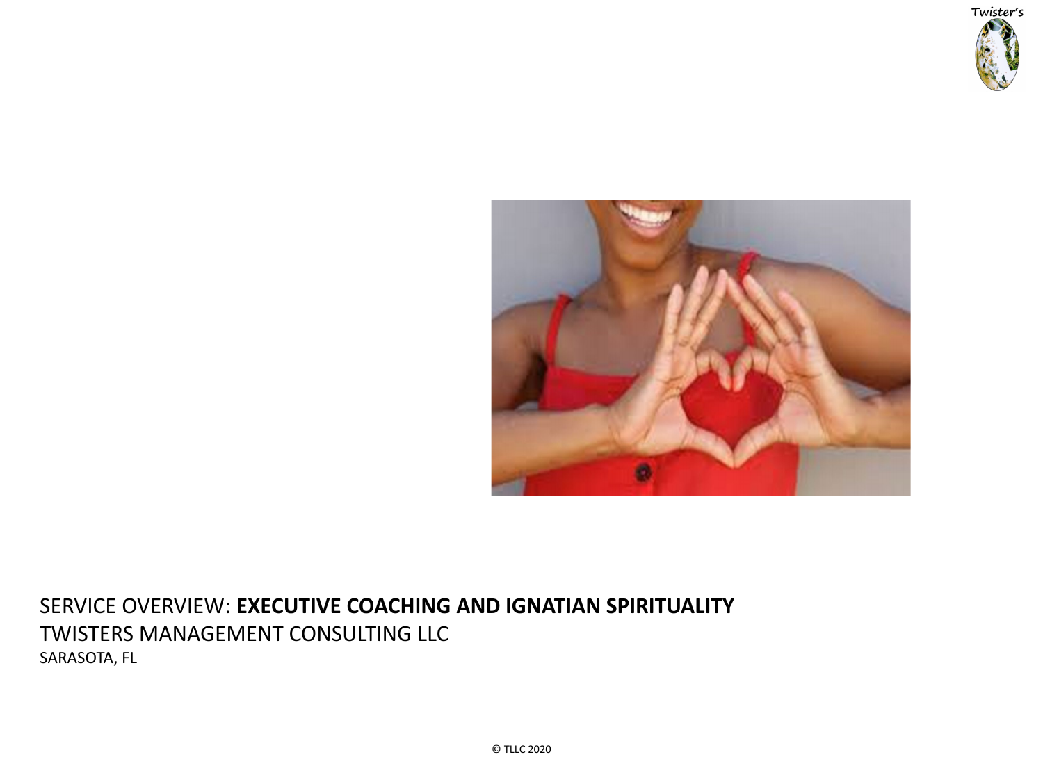SERVICE OVERVIEW: **EXECUTIVE COACHING AND IGNATIAN SPIRITUALITY**

TWISTERS MANAGEMENT CONSULTING LLC

SARASOTA, FL

© TLLC 2020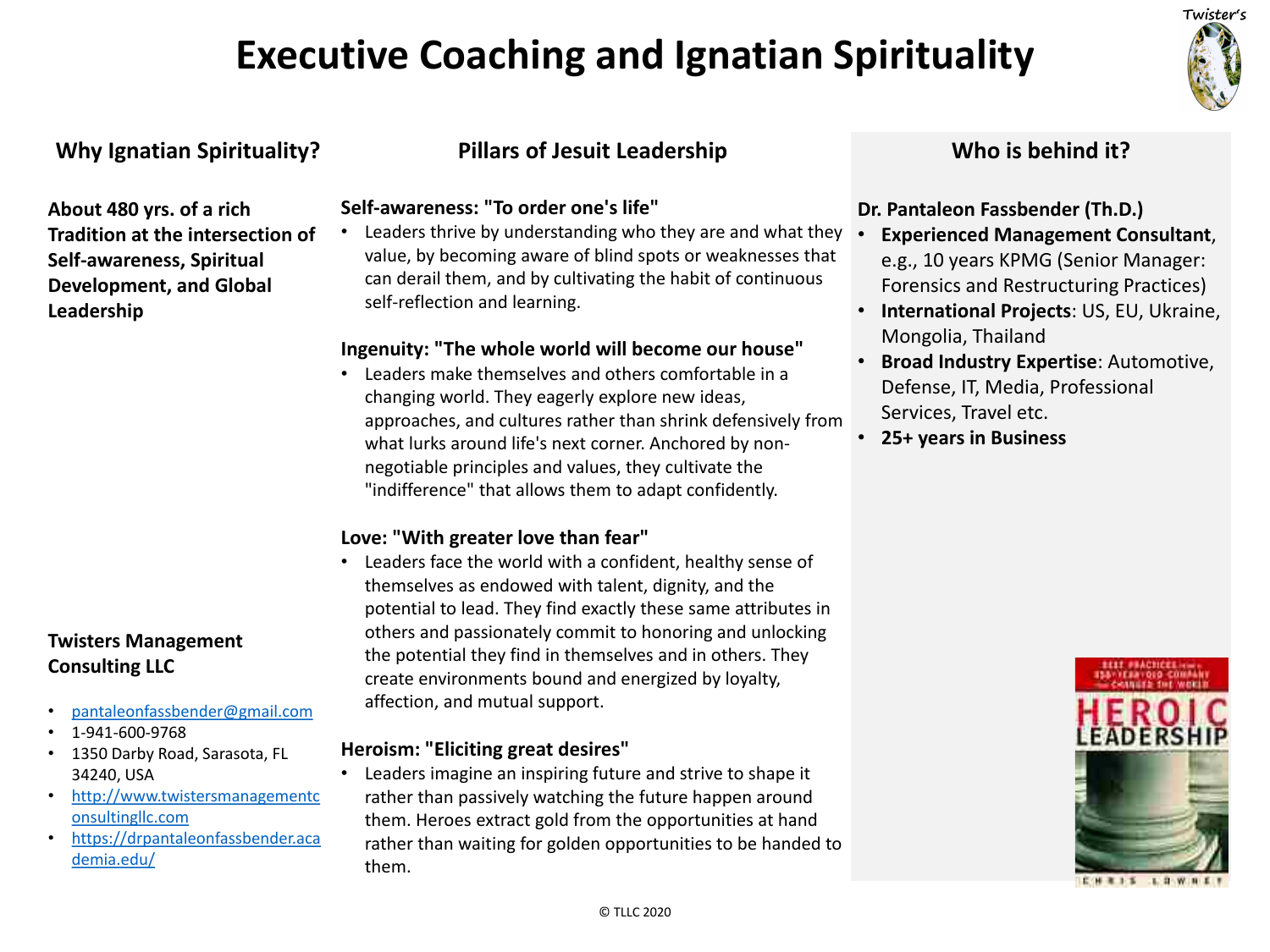# Executive Coaching and Ignatian Spirituality

## Why Ignatian Spirituality?

**About 480 yrs. of a rich Tradition at the intersection of Self-awareness, Spiritual Development, and Global Leadership**

## Pillars of Jesuit Leadership

**Self-awareness: "To order one's life"**

- Leaders thrive by understanding who they are and what they value, by becoming aware of blind spots or weaknesses that can derail them, and by cultivating the habit of continuous self-reflection and learning.

**Ingenuity: "The whole world will become our house"**

- Leaders make themselves and others comfortable in a changing world. They eagerly explore new ideas, approaches, and cultures rather than shrink defensively from what lurks around life's next corner. Anchored by non-negotiable principles and values, they cultivate the "indifference" that allows them to adapt confidently.

**Love: "With greater love than fear"**

- Leaders face the world with a confident, healthy sense of themselves as endowed with talent, dignity, and the potential to lead. They find exactly these same attributes in others and passionately commit to honoring and unlocking the potential they find in themselves and in others. They create environments bound and energized by loyalty, affection, and mutual support.

**Heroism: "Eliciting great desires"**

- Leaders imagine an inspiring future and strive to shape it rather than passively watching the future happen around them. Heroes extract gold from the opportunities at hand rather than waiting for golden opportunities to be handed to them.

## Who is behind it?

**Dr. Pantaleon Fassbender (Th.D.)**

- **Experienced Management Consultant**, e.g., 10 years KPMG (Senior Manager: Forensics and Restructuring Practices)
- **International Projects**: US, EU, Ukraine, Mongolia, Thailand
- **Broad Industry Expertise**: Automotive, Defense, IT, Media, Professional Services, Travel etc.
- **25+ years in Business**

**Twisters Management Consulting LLC**

- pantaleonfassbender@gmail.com
- 1-941-600-9768
- 1350 Darby Road, Sarasota, FL 34240, USA
- http://www.twistersmanagementconsultingllc.com
- https://drpantaleonfassbender.academia.edu/

© TLLC 2020